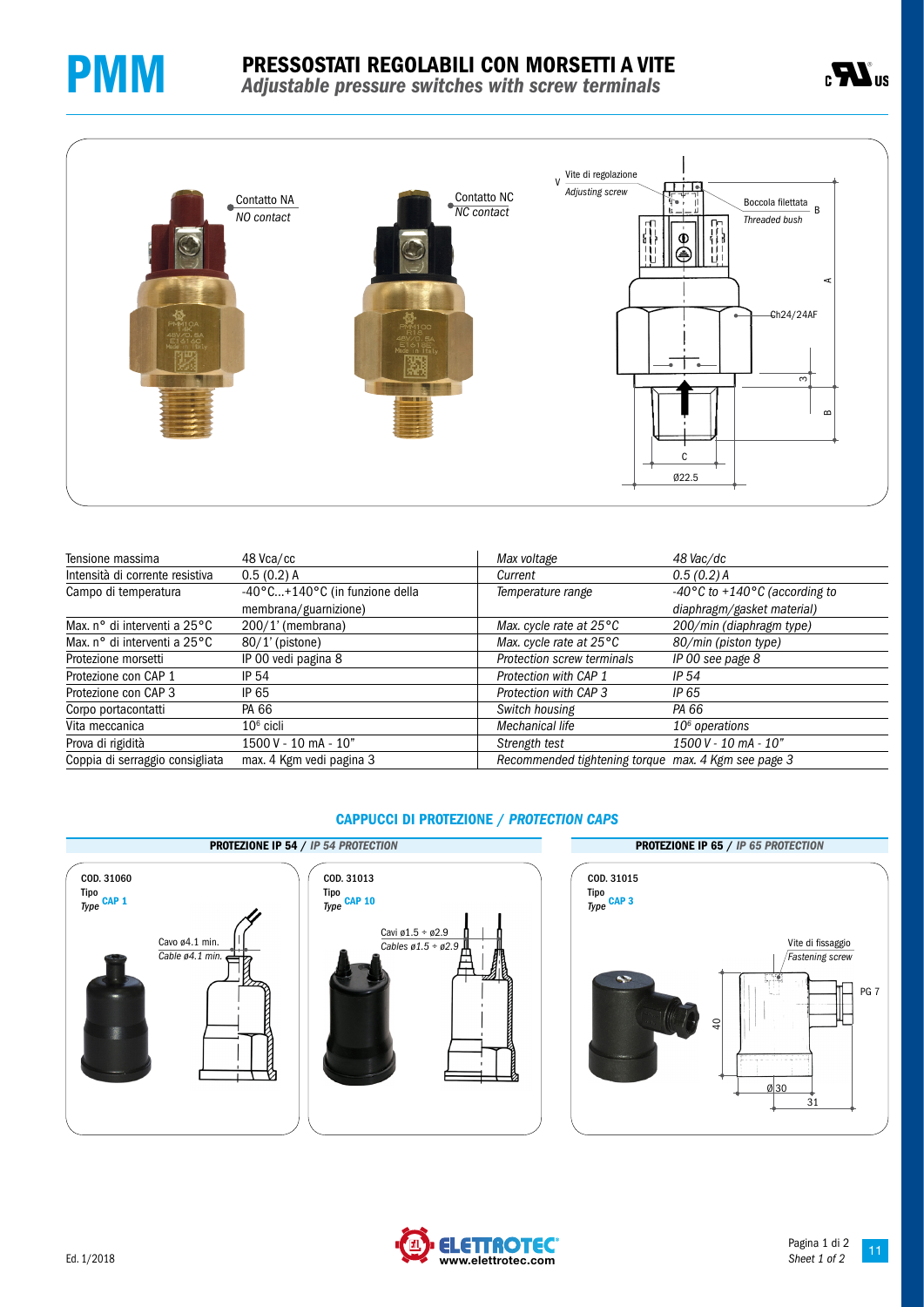# PMM

## PRESSOSTATI REGOLABILI CON MORSETTI A VITE
*Adjustable pressure switches with screw terminals*

Contatto NA
*NO contact*

Contatto NC
*NC contact*

Vite di regolazione
*Adjusting screw*

Boccola filettata
*Threaded bush*

Ch24/24AF

Ø22.5

| Tensione massima | 48 Vca/cc | *Max voltage* | *48 Vac/dc* |
|---|---|---|---|
| Intensità di corrente resistiva | 0.5 (0.2) A | *Current* | *0.5 (0.2) A* |
| Campo di temperatura | -40°C...+140°C (in funzione della membrana/guarnizione) | *Temperature range* | *-40°C to +140°C (according to diaphragm/gasket material)* |
| Max. n° di interventi a 25°C | 200/1' (membrana) | *Max. cycle rate at 25°C* | *200/min (diaphragm type)* |
| Max. n° di interventi a 25°C | 80/1' (pistone) | *Max. cycle rate at 25°C* | *80/min (piston type)* |
| Protezione morsetti | IP 00 vedi pagina 8 | *Protection screw terminals* | *IP 00 see page 8* |
| Protezione con CAP 1 | IP 54 | *Protection with CAP 1* | *IP 54* |
| Protezione con CAP 3 | IP 65 | *Protection with CAP 3* | *IP 65* |
| Corpo portacontatti | PA 66 | *Switch housing* | *PA 66* |
| Vita meccanica | $10^6$ cicli | *Mechanical life* | *$10^6$ operations* |
| Prova di rigidità | 1500 V - 10 mA - 10" | *Strength test* | *1500 V - 10 mA - 10"* |
| Coppia di serraggio consigliata | max. 4 Kgm vedi pagina 3 | *Recommended tightening torque* | *max. 4 Kgm see page 3* |

### CAPPUCCI DI PROTEZIONE / *PROTECTION CAPS*

#### PROTEZIONE IP 54 / *IP 54 PROTECTION*

COD. 31060
Tipo / *Type* CAP 1

Cavo ø4.1 min.
*Cable ø4.1 min.*

COD. 31013
Tipo / *Type* CAP 10

Cavi ø1.5 ÷ ø2.9
*Cables ø1.5 ÷ ø2.9*

#### PROTEZIONE IP 65 / *IP 65 PROTECTION*

COD. 31015
Tipo / *Type* CAP 3

Vite di fissaggio
*Fastening screw*

PG 7

Ed. 1/2018

www.elettrotec.com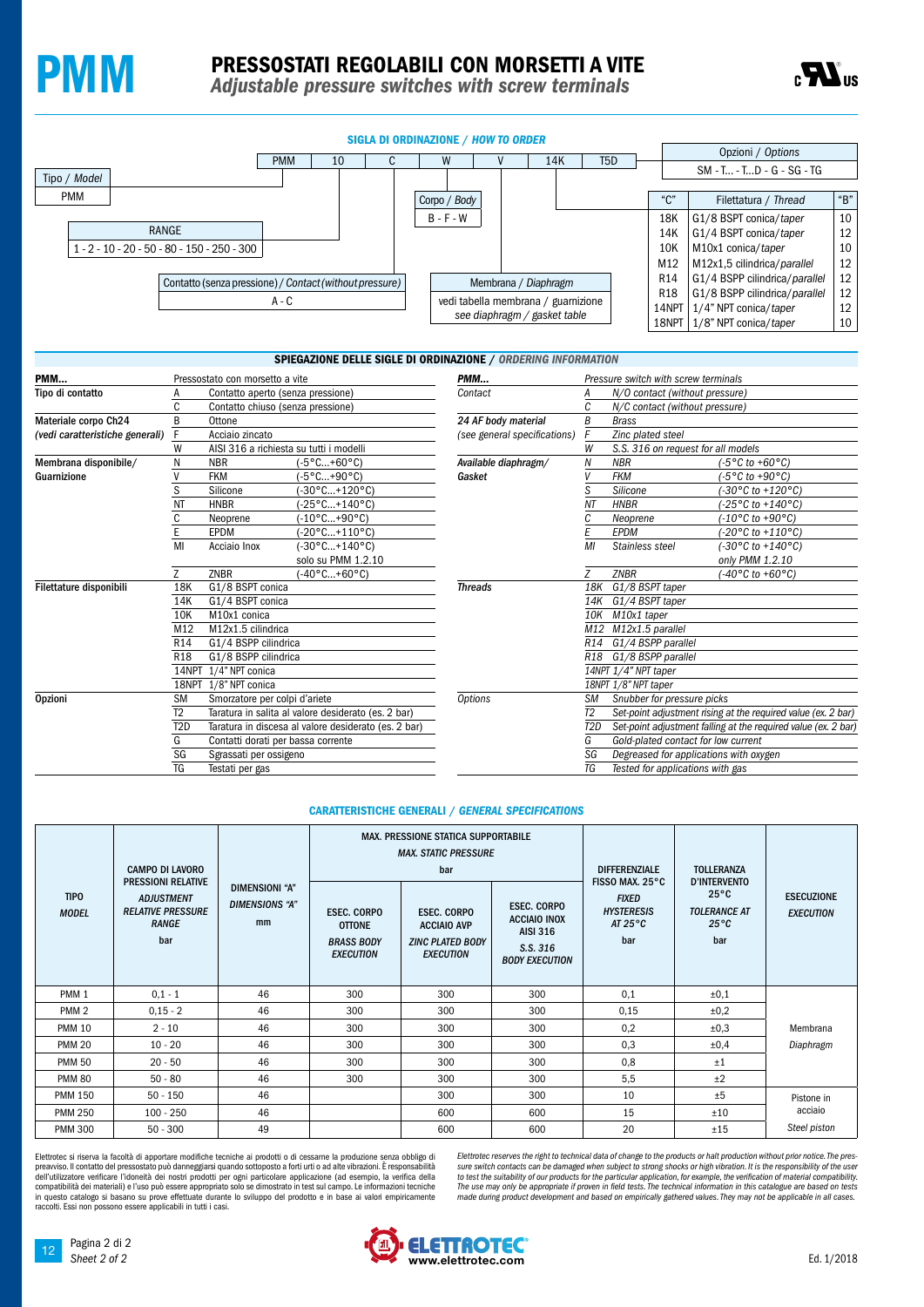# PMM

## PRESSOSTATI REGOLABILI CON MORSETTI A VITE
### *Adjustable pressure switches with screw terminals*

### SIGLA DI ORDINAZIONE / *HOW TO ORDER*

| PMM | 10 | C | W | V | 14K | T5D |
|---|---|---|---|---|---|---|

- **Tipo / *Model***: PMM
- **RANGE**: 1 - 2 - 10 - 20 - 50 - 80 - 150 - 250 - 300
- **Contatto (senza pressione) / *Contact (without pressure)***: A - C
- **Corpo / *Body***: B - F - W
- **Membrana / *Diaphragm***: vedi tabella membrana / guarnizione — *see diaphragm / gasket table*
- **Opzioni / *Options***: SM - T... - T...D - G - SG - TG

| "C" | Filettatura / *Thread* | "B" |
|---|---|---|
| 18K | G1/8 BSPT conica/*taper* | 10 |
| 14K | G1/4 BSPT conica/*taper* | 12 |
| 10K | M10x1 conica/*taper* | 10 |
| M12 | M12x1,5 cilindrica/*parallel* | 12 |
| R14 | G1/4 BSPP cilindrica/*parallel* | 12 |
| R18 | G1/8 BSPP cilindrica/*parallel* | 12 |
| 14NPT | 1/4" NPT conica/*taper* | 12 |
| 18NPT | 1/8" NPT conica/*taper* | 10 |

### SPIEGAZIONE DELLE SIGLE DI ORDINAZIONE / *ORDERING INFORMATION*

| PMM... | | Pressostato con morsetto a vite | | *PMM...* | | *Pressure switch with screw terminals* | |
|---|---|---|---|---|---|---|---|
| Tipo di contatto | A | Contatto aperto (senza pressione) | | *Contact* | *A* | *N/O contact (without pressure)* | |
| | C | Contatto chiuso (senza pressione) | | | *C* | *N/C contact (without pressure)* | |
| Materiale corpo Ch24 | B | Ottone | | *24 AF body material* | *B* | *Brass* | |
| *(vedi caratteristiche generali)* | F | Acciaio zincato | | *(see general specifications)* | *F* | *Zinc plated steel* | |
| | W | AISI 316 a richiesta su tutti i modelli | | | *W* | *S.S. 316 on request for all models* | |
| Membrana disponibile/ Guarnizione | N | NBR | (-5°C...+60°C) | *Available diaphragm/ Gasket* | *N* | *NBR* | *(-5°C to +60°C)* |
| | V | FKM | (-5°C...+90°C) | | *V* | *FKM* | *(-5°C to +90°C)* |
| | S | Silicone | (-30°C...+120°C) | | *S* | *Silicone* | *(-30°C to +120°C)* |
| | NT | HNBR | (-25°C...+140°C) | | *NT* | *HNBR* | *(-25°C to +140°C)* |
| | C | Neoprene | (-10°C...+90°C) | | *C* | *Neoprene* | *(-10°C to +90°C)* |
| | E | EPDM | (-20°C...+110°C) | | *E* | *EPDM* | *(-20°C to +110°C)* |
| | MI | Acciaio Inox | (-30°C...+140°C) solo su PMM 1.2.10 | | *MI* | *Stainless steel* | *(-30°C to +140°C) only PMM 1.2.10* |
| | Z | ZNBR | (-40°C...+60°C) | | *Z* | *ZNBR* | *(-40°C to +60°C)* |
| Filettature disponibili | 18K | G1/8 BSPT conica | | *Threads* | *18K* | *G1/8 BSPT taper* | |
| | 14K | G1/4 BSPT conica | | | *14K* | *G1/4 BSPT taper* | |
| | 10K | M10x1 conica | | | *10K* | *M10x1 taper* | |
| | M12 | M12x1.5 cilindrica | | | *M12* | *M12x1.5 parallel* | |
| | R14 | G1/4 BSPP cilindrica | | | *R14* | *G1/4 BSPP parallel* | |
| | R18 | G1/8 BSPP cilindrica | | | *R18* | *G1/8 BSPP parallel* | |
| | 14NPT | 1/4" NPT conica | | | *14NPT* | *1/4" NPT taper* | |
| | 18NPT | 1/8" NPT conica | | | *18NPT* | *1/8" NPT taper* | |
| Opzioni | SM | Smorzatore per colpi d'ariete | | *Options* | *SM* | *Snubber for pressure picks* | |
| | T2 | Taratura in salita al valore desiderato (es. 2 bar) | | | *T2* | *Set-point adjustment rising at the required value (ex. 2 bar)* | |
| | T2D | Taratura in discesa al valore desiderato (es. 2 bar) | | | *T2D* | *Set-point adjustment falling at the required value (ex. 2 bar)* | |
| | G | Contatti dorati per bassa corrente | | | *G* | *Gold-plated contact for low current* | |
| | SG | Sgrassati per ossigeno | | | *SG* | *Degreased for applications with oxygen* | |
| | TG | Testati per gas | | | *TG* | *Tested for applications with gas* | |

### CARATTERISTICHE GENERALI / *GENERAL SPECIFICATIONS*

| TIPO *MODEL* | CAMPO DI LAVORO PRESSIONI RELATIVE *ADJUSTMENT RELATIVE PRESSURE RANGE* bar | DIMENSIONI "A" *DIMENSIONS "A"* mm | MAX. PRESSIONE STATICA SUPPORTABILE *MAX. STATIC PRESSURE* bar | | | DIFFERENZIALE FISSO MAX. 25°C *FIXED HYSTERESIS AT 25°C* bar | TOLLERANZA D'INTERVENTO 25°C *TOLERANCE AT 25°C* bar | ESECUZIONE *EXECUTION* |
|---|---|---|---|---|---|---|---|---|
| | | | ESEC. CORPO OTTONE *BRASS BODY EXECUTION* | ESEC. CORPO ACCIAIO AVP *ZINC PLATED BODY EXECUTION* | ESEC. CORPO ACCIAIO INOX AISI 316 *S.S. 316 BODY EXECUTION* | | | |
| PMM 1 | 0,1 - 1 | 46 | 300 | 300 | 300 | 0,1 | ±0,1 | Membrana *Diaphragm* |
| PMM 2 | 0,15 - 2 | 46 | 300 | 300 | 300 | 0,15 | ±0,2 | |
| PMM 10 | 2 - 10 | 46 | 300 | 300 | 300 | 0,2 | ±0,3 | |
| PMM 20 | 10 - 20 | 46 | 300 | 300 | 300 | 0,3 | ±0,4 | |
| PMM 50 | 20 - 50 | 46 | 300 | 300 | 300 | 0,8 | ±1 | |
| PMM 80 | 50 - 80 | 46 | 300 | 300 | 300 | 5,5 | ±2 | |
| PMM 150 | 50 - 150 | 46 | | 300 | 300 | 10 | ±5 | Pistone in acciaio *Steel piston* |
| PMM 250 | 100 - 250 | 46 | | 600 | 600 | 15 | ±10 | |
| PMM 300 | 50 - 300 | 49 | | 600 | 600 | 20 | ±15 | |

Elettrotec si riserva la facoltà di apportare modifiche tecniche ai prodotti o di cessarne la produzione senza obbligo di preavviso. Il contatto del pressostato può danneggiarsi quando sottoposto a forti urti o ad alte vibrazioni. È responsabilità dell'utilizzatore verificare l'idoneità dei nostri prodotti per ogni particolare applicazione (ad esempio, la verifica della compatibilità dei materiali) e l'uso può essere appropriato solo se dimostrato in test sul campo. Le informazioni tecniche in questo catalogo si basano su prove effettuate durante lo sviluppo del prodotto e in base ai valori empiricamente raccolti. Essi non possono essere applicabili in tutti i casi.

*Elettrotec reserves the right to technical data of change to the products or halt production without prior notice. The pressure switch contacts can be damaged when subject to strong shocks or high vibration. It is the responsibility of the user to test the suitability of our products for the particular application, for example, the verification of material compatibility. The use may only be appropriate if proven in field tests. The technical information in this catalogue are based on tests made during product development and based on empirically gathered values. They may not be applicable in all cases.*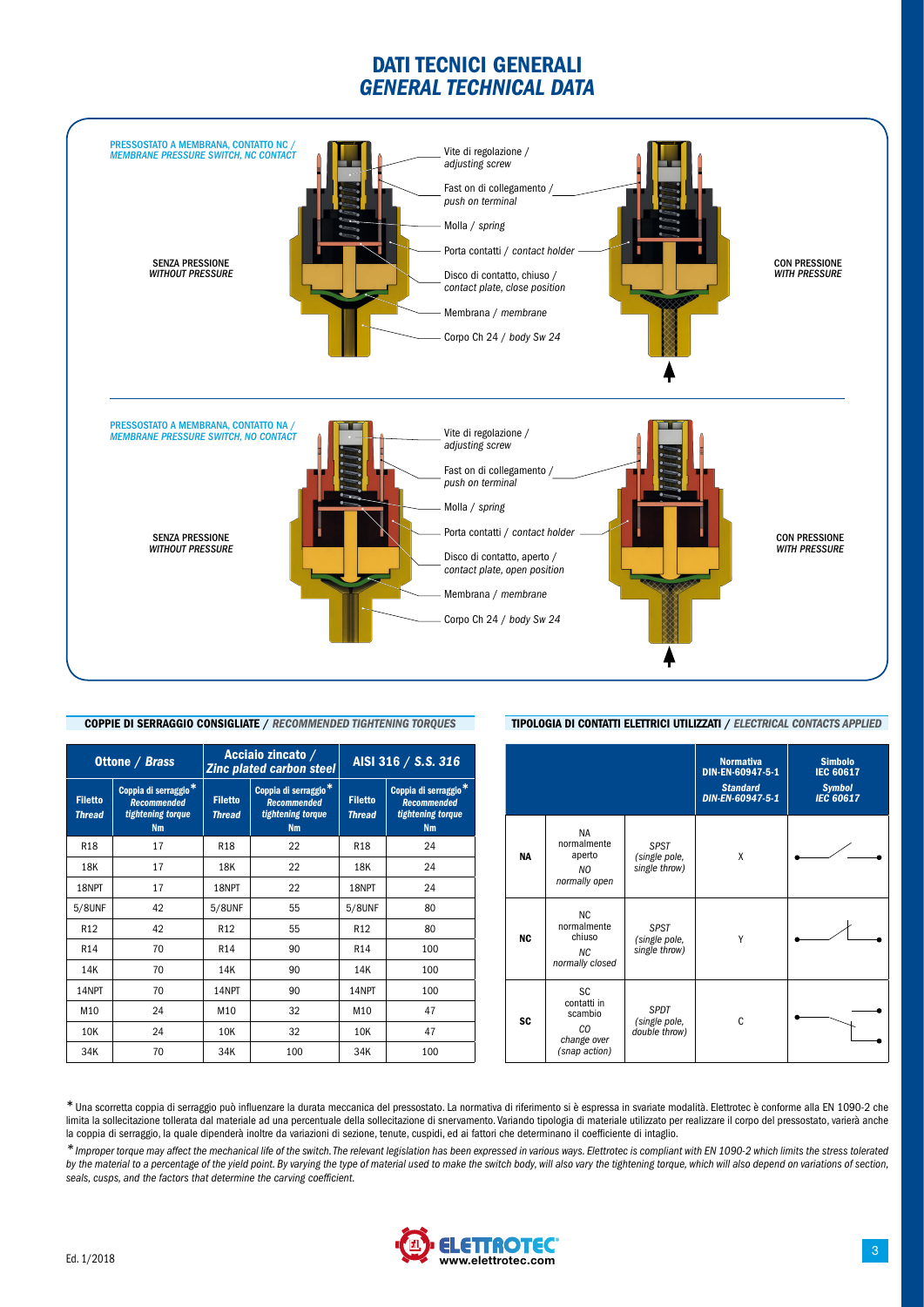# DATI TECNICI GENERALI
## *GENERAL TECHNICAL DATA*

**PRESSOSTATO A MEMBRANA, CONTATTO NC /** *MEMBRANE PRESSURE SWITCH, NC CONTACT*

SENZA PRESSIONE / *WITHOUT PRESSURE*

- Vite di regolazione / *adjusting screw*
- Fast on di collegamento / *push on terminal*
- Molla / *spring*
- Porta contatti / *contact holder*
- Disco di contatto, chiuso / *contact plate, close position*
- Membrana / *membrane*
- Corpo Ch 24 / *body Sw 24*

CON PRESSIONE / *WITH PRESSURE*

**PRESSOSTATO A MEMBRANA, CONTATTO NA /** *MEMBRANE PRESSURE SWITCH, NO CONTACT*

SENZA PRESSIONE / *WITHOUT PRESSURE*

- Vite di regolazione / *adjusting screw*
- Fast on di collegamento / *push on terminal*
- Molla / *spring*
- Porta contatti / *contact holder*
- Disco di contatto, aperto / *contact plate, open position*
- Membrana / *membrane*
- Corpo Ch 24 / *body Sw 24*

CON PRESSIONE / *WITH PRESSURE*

### COPPIE DI SERRAGGIO CONSIGLIATE / *RECOMMENDED TIGHTENING TORQUES*

| Ottone / *Brass* | | Acciaio zincato / *Zinc plated carbon steel* | | AISI 316 / *S.S. 316* | |
|---|---|---|---|---|---|
| **Filetto** *Thread* | **Coppia di serraggio*** *Recommended tightening torque* **Nm** | **Filetto** *Thread* | **Coppia di serraggio*** *Recommended tightening torque* **Nm** | **Filetto** *Thread* | **Coppia di serraggio*** *Recommended tightening torque* **Nm** |
| R18 | 17 | R18 | 22 | R18 | 24 |
| 18K | 17 | 18K | 22 | 18K | 24 |
| 18NPT | 17 | 18NPT | 22 | 18NPT | 24 |
| 5/8UNF | 42 | 5/8UNF | 55 | 5/8UNF | 80 |
| R12 | 42 | R12 | 55 | R12 | 80 |
| R14 | 70 | R14 | 90 | R14 | 100 |
| 14K | 70 | 14K | 90 | 14K | 100 |
| 14NPT | 70 | 14NPT | 90 | 14NPT | 100 |
| M10 | 24 | M10 | 32 | M10 | 47 |
| 10K | 24 | 10K | 32 | 10K | 47 |
| 34K | 70 | 34K | 100 | 34K | 100 |

### TIPOLOGIA DI CONTATTI ELETTRICI UTILIZZATI / *ELECTRICAL CONTACTS APPLIED*

| | | | **Normativa DIN-EN-60947-5-1** *Standard DIN-EN-60947-5-1* | **Simbolo IEC 60617** *Symbol IEC 60617* |
|---|---|---|---|---|
| **NA** | NA normalmente aperto *NO normally open* | *SPST (single pole, single throw)* | X | |
| **NC** | NC normalmente chiuso *NC normally closed* | *SPST (single pole, single throw)* | Y | |
| **SC** | SC contatti in scambio *CO change over (snap action)* | *SPDT (single pole, double throw)* | C | |

*Una scorretta coppia di serraggio può influenzare la durata meccanica del pressostato. La normativa di riferimento si è espressa in svariate modalità. Elettrotec è conforme alla EN 1090-2 che limita la sollecitazione tollerata dal materiale ad una percentuale della sollecitazione di snervamento. Variando tipologia di materiale utilizzato per realizzare il corpo del pressostato, varierà anche la coppia di serraggio, la quale dipenderà inoltre da variazioni di sezione, tenute, cuspidi, ed ai fattori che determinano il coefficiente di intaglio.

**Improper torque may affect the mechanical life of the switch. The relevant legislation has been expressed in various ways. Elettrotec is compliant with EN 1090-2 which limits the stress tolerated by the material to a percentage of the yield point. By varying the type of material used to make the switch body, will also vary the tightening torque, which will also depend on variations of section, seals, cusps, and the factors that determine the carving coefficient.*

Ed. 1/2018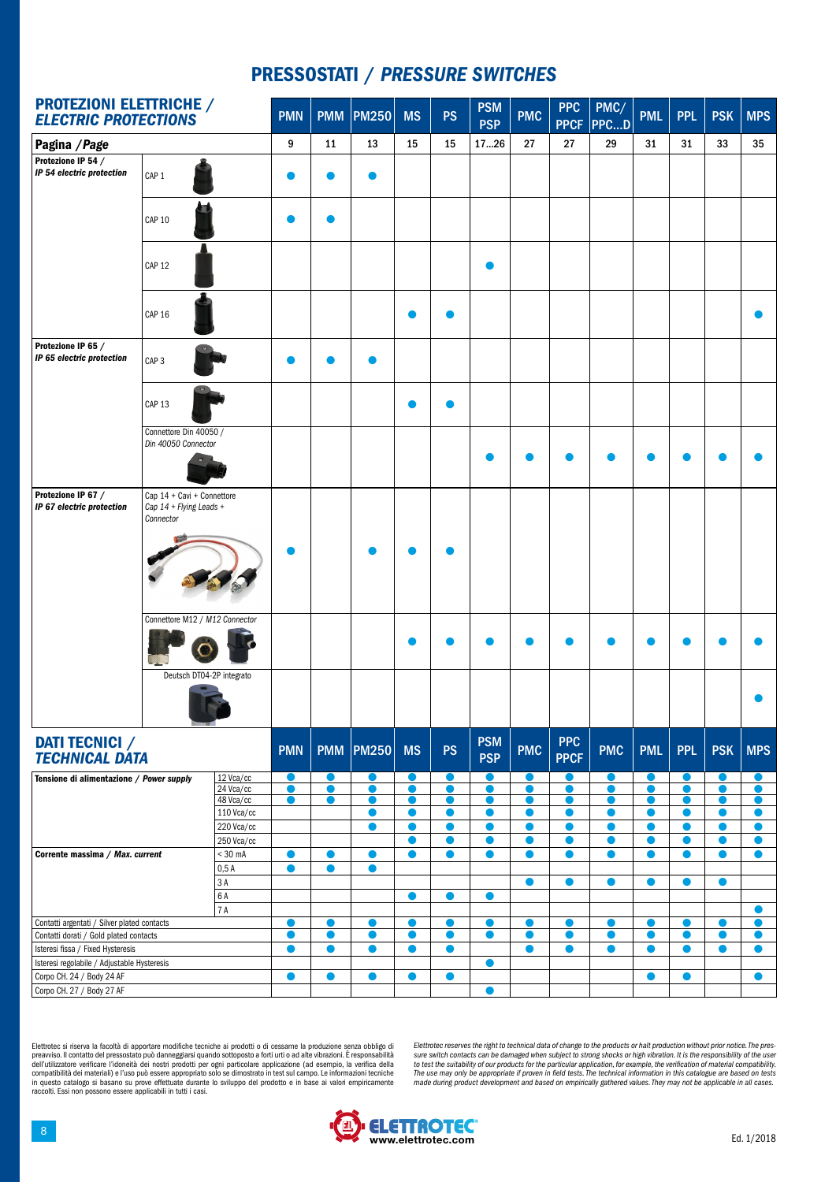# PRESSOSTATI / *PRESSURE SWITCHES*

| **PROTEZIONI ELETTRICHE /** ***ELECTRIC PROTECTIONS*** | | PMN | PMM | PM250 | MS | PS | PSM PSP | PMC | PPC PPCF | PMC/ PPC...D | PML | PPL | PSK | MPS |
|---|---|---|---|---|---|---|---|---|---|---|---|---|---|---|
| **Pagina / *Page*** | | 9 | 11 | 13 | 15 | 15 | 17...26 | 27 | 27 | 29 | 31 | 31 | 33 | 35 |
| **Protezione IP 54 /** ***IP 54 electric protection*** | CAP 1 | ● | ● | ● | | | | | | | | | | |
| | CAP 10 | ● | ● | | | | | | | | | | | |
| | CAP 12 | | | | | | ● | | | | | | | |
| | CAP 16 | | | | ● | ● | | | | | | | | ● |
| **Protezione IP 65 /** ***IP 65 electric protection*** | CAP 3 | ● | ● | ● | | | | | | | | | | |
| | CAP 13 | | | | ● | ● | | | | | | | | |
| | Connettore Din 40050 / *Din 40050 Connector* | | | | | | ● | ● | ● | ● | ● | ● | ● | ● |
| **Protezione IP 67 /** ***IP 67 electric protection*** | Cap 14 + Cavi + Connettore / *Cap 14 + Flying Leads + Connector* | ● | | ● | ● | ● | | | | | | | | |
| | Connettore M12 / *M12 Connector* | | | | ● | ● | ● | ● | ● | ● | ● | ● | ● | ● |
| | Deutsch DT04-2P integrato | | | | | | | | | | | | | ● |

| **DATI TECNICI /** ***TECHNICAL DATA*** | | PMN | PMM | PM250 | MS | PS | PSM PSP | PMC | PPC PPCF | PMC | PML | PPL | PSK | MPS |
|---|---|---|---|---|---|---|---|---|---|---|---|---|---|---|
| **Tensione di alimentazione / *Power supply*** | 12 Vca/cc | ● | ● | ● | ● | ● | ● | ● | ● | ● | ● | ● | ● | ● |
| | 24 Vca/cc | ● | ● | ● | ● | ● | ● | ● | ● | ● | ● | ● | ● | ● |
| | 48 Vca/cc | ● | ● | ● | ● | ● | ● | ● | ● | ● | ● | ● | ● | ● |
| | 110 Vca/cc | | | ● | ● | ● | ● | ● | ● | ● | ● | ● | ● | ● |
| | 220 Vca/cc | | | ● | ● | ● | ● | ● | ● | ● | ● | ● | ● | ● |
| | 250 Vca/cc | | | | ● | ● | ● | ● | ● | ● | ● | ● | ● | ● |
| **Corrente massima / *Max. current*** | < 30 mA | ● | ● | ● | ● | ● | ● | ● | ● | ● | ● | ● | ● | ● |
| | 0,5 A | ● | ● | ● | | | | | | | | | | |
| | 3 A | | | | | | | ● | ● | ● | ● | ● | ● | |
| | 6 A | | | | ● | ● | ● | | | | | | | |
| | 7 A | | | | | | | | | | | | | ● |
| Contatti argentati / Silver plated contacts | | ● | ● | ● | ● | ● | ● | ● | ● | ● | ● | ● | ● | ● |
| Contatti dorati / Gold plated contacts | | ● | ● | ● | ● | ● | ● | ● | ● | ● | ● | ● | ● | ● |
| Isteresi fissa / Fixed Hysteresis | | ● | ● | ● | ● | ● | | ● | ● | ● | ● | ● | ● | ● |
| Isteresi regolabile / Adjustable Hysteresis | | | | | | | ● | | | | | | | |
| Corpo CH. 24 / Body 24 AF | | ● | ● | ● | ● | ● | | | | | ● | ● | | ● |
| Corpo CH. 27 / Body 27 AF | | | | | | | ● | | | | | | | |

Elettrotec si riserva la facoltà di apportare modifiche tecniche ai prodotti o di cessarne la produzione senza obbligo di preavviso. Il contatto del pressostato può danneggiarsi quando sottoposto a forti urti o ad alte vibrazioni. È responsabilità dell'utilizzatore verificare l'idoneità dei nostri prodotti per ogni particolare applicazione (ad esempio, la verifica della compatibilità dei materiali) e l'uso può essere appropriato solo se dimostrato in test sul campo. Le informazioni tecniche in questo catalogo si basano su prove effettuate durante lo sviluppo del prodotto e in base ai valori empiricamente raccolti. Essi non possono essere applicabili in tutti i casi.

*Elettrotec reserves the right to technical data of change to the products or halt production without prior notice. The pressure switch contacts can be damaged when subject to strong shocks or high vibration. It is the responsibility of the user to test the suitability of our products for the particular application, for example, the verification of material compatibility. The use may only be appropriate if proven in field tests. The technical information in this catalogue are based on tests made during product development and based on empirically gathered values. They may not be applicable in all cases.*